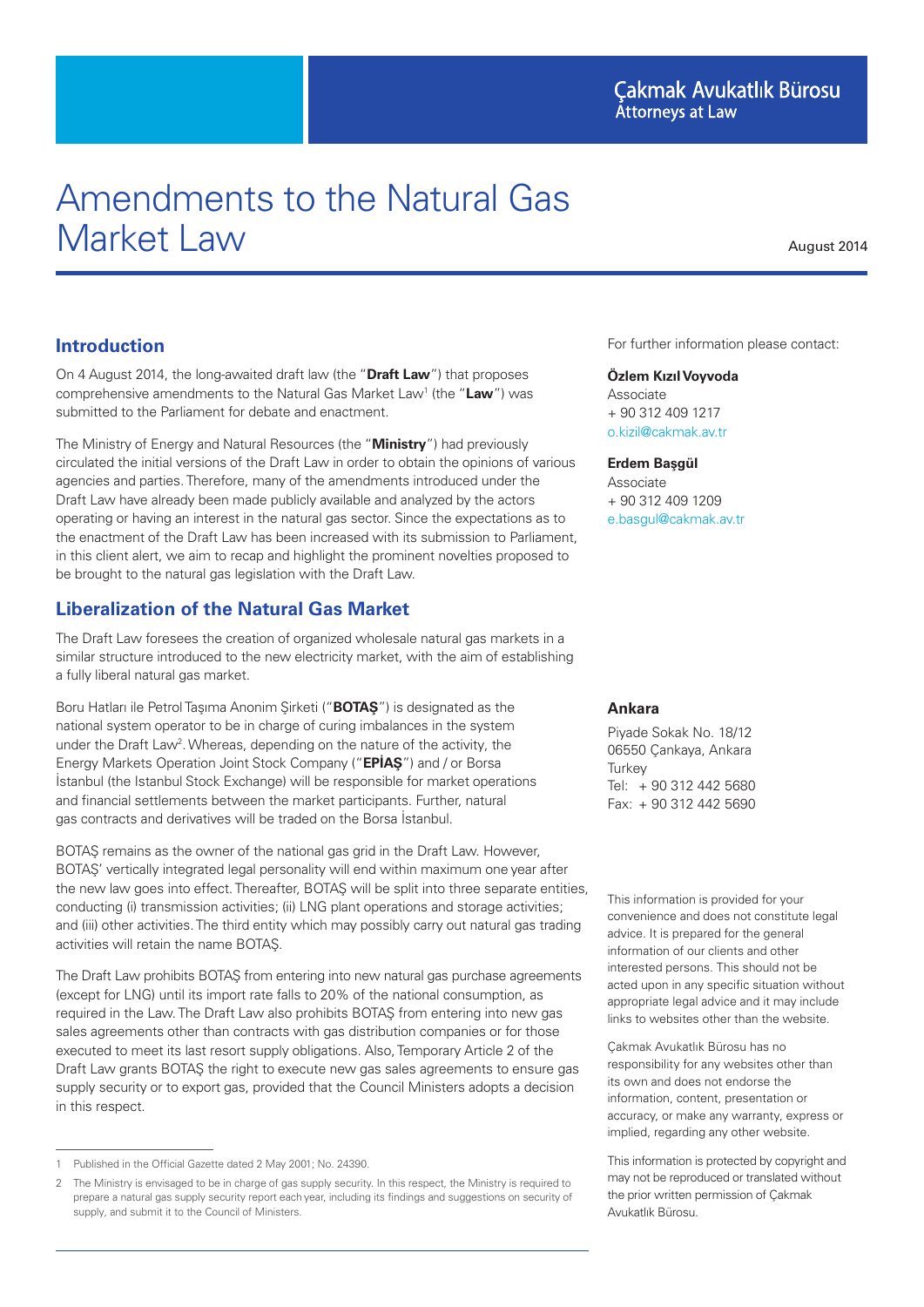Çakmak Avukatlık Bürosu
Attorneys at Law

# Amendments to the Natural Gas Market Law

August 2014

## Introduction

On 4 August 2014, the long-awaited draft law (the "**Draft Law**") that proposes comprehensive amendments to the Natural Gas Market Law[1] (the "**Law**") was submitted to the Parliament for debate and enactment.

The Ministry of Energy and Natural Resources (the "**Ministry**") had previously circulated the initial versions of the Draft Law in order to obtain the opinions of various agencies and parties. Therefore, many of the amendments introduced under the Draft Law have already been made publicly available and analyzed by the actors operating or having an interest in the natural gas sector. Since the expectations as to the enactment of the Draft Law has been increased with its submission to Parliament, in this client alert, we aim to recap and highlight the prominent novelties proposed to be brought to the natural gas legislation with the Draft Law.

## Liberalization of the Natural Gas Market

The Draft Law foresees the creation of organized wholesale natural gas markets in a similar structure introduced to the new electricity market, with the aim of establishing a fully liberal natural gas market.

Boru Hatları ile Petrol Taşıma Anonim Şirketi ("**BOTAŞ**") is designated as the national system operator to be in charge of curing imbalances in the system under the Draft Law[2]. Whereas, depending on the nature of the activity, the Energy Markets Operation Joint Stock Company ("**EPİAŞ**") and / or Borsa İstanbul (the Istanbul Stock Exchange) will be responsible for market operations and financial settlements between the market participants. Further, natural gas contracts and derivatives will be traded on the Borsa İstanbul.

BOTAŞ remains as the owner of the national gas grid in the Draft Law. However, BOTAŞ' vertically integrated legal personality will end within maximum one year after the new law goes into effect. Thereafter, BOTAŞ will be split into three separate entities, conducting (i) transmission activities; (ii) LNG plant operations and storage activities; and (iii) other activities. The third entity which may possibly carry out natural gas trading activities will retain the name BOTAŞ.

The Draft Law prohibits BOTAŞ from entering into new natural gas purchase agreements (except for LNG) until its import rate falls to 20% of the national consumption, as required in the Law. The Draft Law also prohibits BOTAŞ from entering into new gas sales agreements other than contracts with gas distribution companies or for those executed to meet its last resort supply obligations. Also, Temporary Article 2 of the Draft Law grants BOTAŞ the right to execute new gas sales agreements to ensure gas supply security or to export gas, provided that the Council Ministers adopts a decision in this respect.

---

1 Published in the Official Gazette dated 2 May 2001; No. 24390.

2 The Ministry is envisaged to be in charge of gas supply security. In this respect, the Ministry is required to prepare a natural gas supply security report each year, including its findings and suggestions on security of supply, and submit it to the Council of Ministers.

---

For further information please contact:

**Özlem Kızıl Voyvoda**
Associate
+ 90 312 409 1217
o.kizil@cakmak.av.tr

**Erdem Başgül**
Associate
+ 90 312 409 1209
e.basgul@cakmak.av.tr

**Ankara**

Piyade Sokak No. 18/12
06550 Çankaya, Ankara
Turkey
Tel: + 90 312 442 5680
Fax: + 90 312 442 5690

This information is provided for your convenience and does not constitute legal advice. It is prepared for the general information of our clients and other interested persons. This should not be acted upon in any specific situation without appropriate legal advice and it may include links to websites other than the website.

Çakmak Avukatlık Bürosu has no responsibility for any websites other than its own and does not endorse the information, content, presentation or accuracy, or make any warranty, express or implied, regarding any other website.

This information is protected by copyright and may not be reproduced or translated without the prior written permission of Çakmak Avukatlık Bürosu.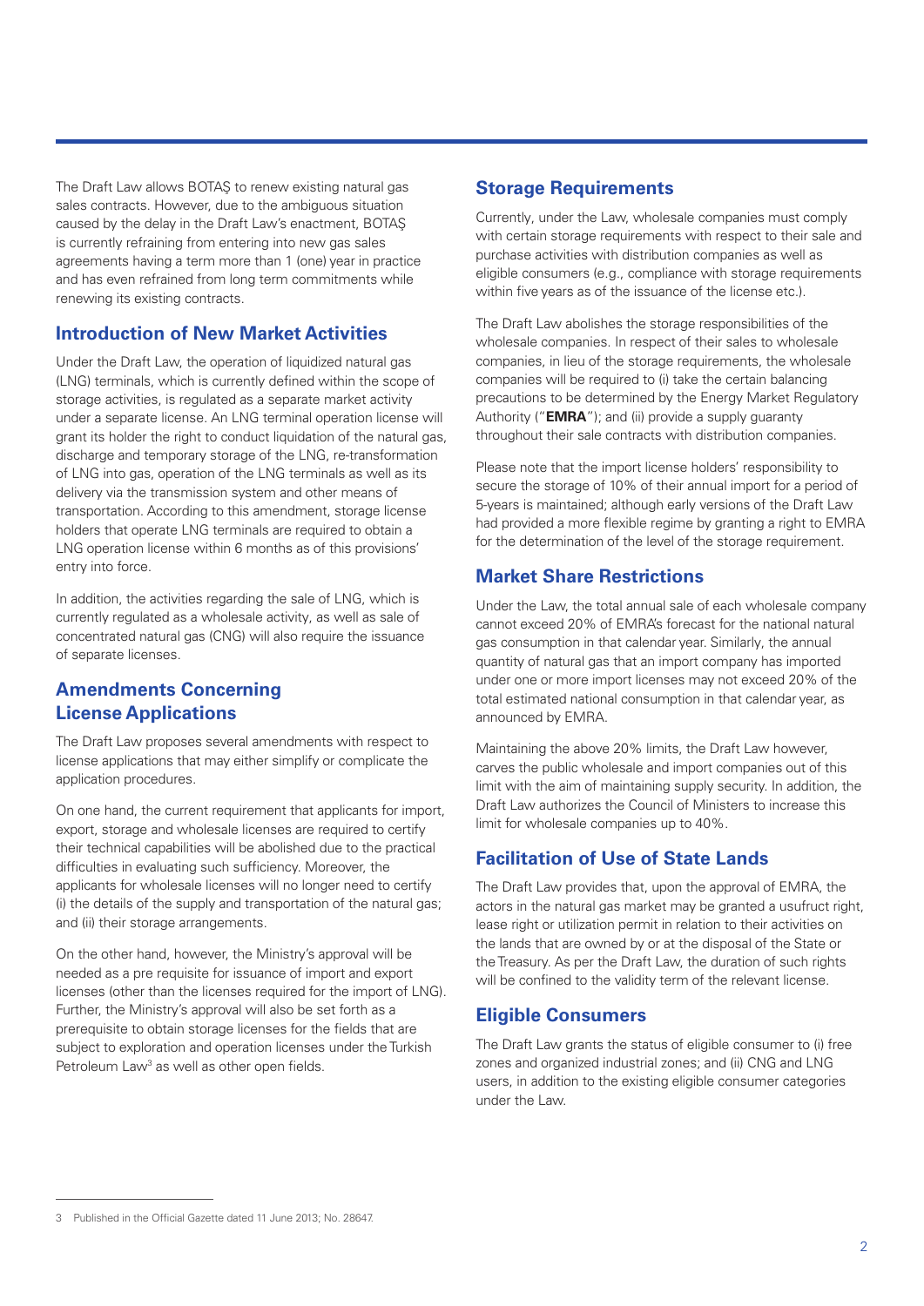The Draft Law allows BOTAŞ to renew existing natural gas sales contracts. However, due to the ambiguous situation caused by the delay in the Draft Law's enactment, BOTAŞ is currently refraining from entering into new gas sales agreements having a term more than 1 (one) year in practice and has even refrained from long term commitments while renewing its existing contracts.

## Introduction of New Market Activities

Under the Draft Law, the operation of liquidized natural gas (LNG) terminals, which is currently defined within the scope of storage activities, is regulated as a separate market activity under a separate license. An LNG terminal operation license will grant its holder the right to conduct liquidation of the natural gas, discharge and temporary storage of the LNG, re-transformation of LNG into gas, operation of the LNG terminals as well as its delivery via the transmission system and other means of transportation. According to this amendment, storage license holders that operate LNG terminals are required to obtain a LNG operation license within 6 months as of this provisions' entry into force.

In addition, the activities regarding the sale of LNG, which is currently regulated as a wholesale activity, as well as sale of concentrated natural gas (CNG) will also require the issuance of separate licenses.

## Amendments Concerning License Applications

The Draft Law proposes several amendments with respect to license applications that may either simplify or complicate the application procedures.

On one hand, the current requirement that applicants for import, export, storage and wholesale licenses are required to certify their technical capabilities will be abolished due to the practical difficulties in evaluating such sufficiency. Moreover, the applicants for wholesale licenses will no longer need to certify (i) the details of the supply and transportation of the natural gas; and (ii) their storage arrangements.

On the other hand, however, the Ministry's approval will be needed as a pre requisite for issuance of import and export licenses (other than the licenses required for the import of LNG). Further, the Ministry's approval will also be set forth as a prerequisite to obtain storage licenses for the fields that are subject to exploration and operation licenses under the Turkish Petroleum Law[3] as well as other open fields.

## Storage Requirements

Currently, under the Law, wholesale companies must comply with certain storage requirements with respect to their sale and purchase activities with distribution companies as well as eligible consumers (e.g., compliance with storage requirements within five years as of the issuance of the license etc.).

The Draft Law abolishes the storage responsibilities of the wholesale companies. In respect of their sales to wholesale companies, in lieu of the storage requirements, the wholesale companies will be required to (i) take the certain balancing precautions to be determined by the Energy Market Regulatory Authority ("**EMRA**"); and (ii) provide a supply guaranty throughout their sale contracts with distribution companies.

Please note that the import license holders' responsibility to secure the storage of 10% of their annual import for a period of 5-years is maintained; although early versions of the Draft Law had provided a more flexible regime by granting a right to EMRA for the determination of the level of the storage requirement.

## Market Share Restrictions

Under the Law, the total annual sale of each wholesale company cannot exceed 20% of EMRA's forecast for the national natural gas consumption in that calendar year. Similarly, the annual quantity of natural gas that an import company has imported under one or more import licenses may not exceed 20% of the total estimated national consumption in that calendar year, as announced by EMRA.

Maintaining the above 20% limits, the Draft Law however, carves the public wholesale and import companies out of this limit with the aim of maintaining supply security. In addition, the Draft Law authorizes the Council of Ministers to increase this limit for wholesale companies up to 40%.

## Facilitation of Use of State Lands

The Draft Law provides that, upon the approval of EMRA, the actors in the natural gas market may be granted a usufruct right, lease right or utilization permit in relation to their activities on the lands that are owned by or at the disposal of the State or the Treasury. As per the Draft Law, the duration of such rights will be confined to the validity term of the relevant license.

## Eligible Consumers

The Draft Law grants the status of eligible consumer to (i) free zones and organized industrial zones; and (ii) CNG and LNG users, in addition to the existing eligible consumer categories under the Law.

---

3 Published in the Official Gazette dated 11 June 2013; No. 28647.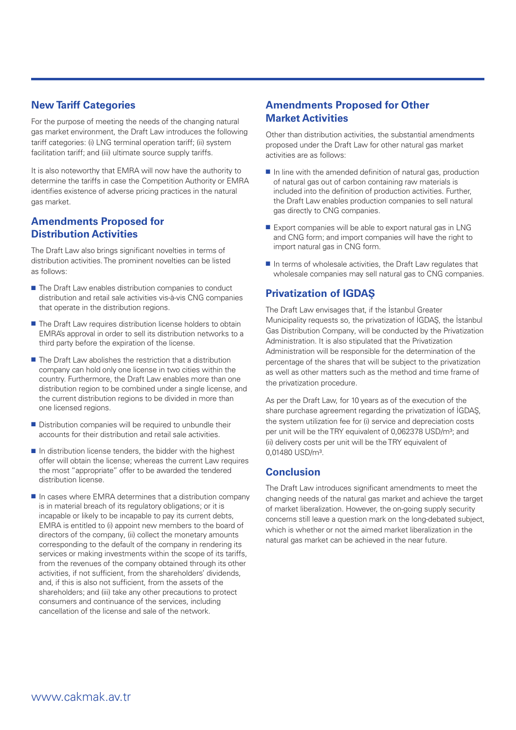## New Tariff Categories

For the purpose of meeting the needs of the changing natural gas market environment, the Draft Law introduces the following tariff categories: (i) LNG terminal operation tariff; (ii) system facilitation tariff; and (iii) ultimate source supply tariffs.

It is also noteworthy that EMRA will now have the authority to determine the tariffs in case the Competition Authority or EMRA identifies existence of adverse pricing practices in the natural gas market.

## Amendments Proposed for Distribution Activities

The Draft Law also brings significant novelties in terms of distribution activities. The prominent novelties can be listed as follows:

- The Draft Law enables distribution companies to conduct distribution and retail sale activities vis-à-vis CNG companies that operate in the distribution regions.
- The Draft Law requires distribution license holders to obtain EMRA's approval in order to sell its distribution networks to a third party before the expiration of the license.
- The Draft Law abolishes the restriction that a distribution company can hold only one license in two cities within the country. Furthermore, the Draft Law enables more than one distribution region to be combined under a single license, and the current distribution regions to be divided in more than one licensed regions.
- Distribution companies will be required to unbundle their accounts for their distribution and retail sale activities.
- In distribution license tenders, the bidder with the highest offer will obtain the license; whereas the current Law requires the most "appropriate" offer to be awarded the tendered distribution license.
- In cases where EMRA determines that a distribution company is in material breach of its regulatory obligations; or it is incapable or likely to be incapable to pay its current debts, EMRA is entitled to (i) appoint new members to the board of directors of the company, (ii) collect the monetary amounts corresponding to the default of the company in rendering its services or making investments within the scope of its tariffs, from the revenues of the company obtained through its other activities, if not sufficient, from the shareholders' dividends, and, if this is also not sufficient, from the assets of the shareholders; and (iii) take any other precautions to protect consumers and continuance of the services, including cancellation of the license and sale of the network.

## Amendments Proposed for Other Market Activities

Other than distribution activities, the substantial amendments proposed under the Draft Law for other natural gas market activities are as follows:

- In line with the amended definition of natural gas, production of natural gas out of carbon containing raw materials is included into the definition of production activities. Further, the Draft Law enables production companies to sell natural gas directly to CNG companies.
- Export companies will be able to export natural gas in LNG and CNG form; and import companies will have the right to import natural gas in CNG form.
- In terms of wholesale activities, the Draft Law regulates that wholesale companies may sell natural gas to CNG companies.

## Privatization of IGDAŞ

The Draft Law envisages that, if the İstanbul Greater Municipality requests so, the privatization of İGDAŞ, the İstanbul Gas Distribution Company, will be conducted by the Privatization Administration. It is also stipulated that the Privatization Administration will be responsible for the determination of the percentage of the shares that will be subject to the privatization as well as other matters such as the method and time frame of the privatization procedure.

As per the Draft Law, for 10 years as of the execution of the share purchase agreement regarding the privatization of İGDAŞ, the system utilization fee for (i) service and depreciation costs per unit will be the TRY equivalent of 0,062378 USD/m³; and (ii) delivery costs per unit will be the TRY equivalent of 0,01480 USD/m³.

## Conclusion

The Draft Law introduces significant amendments to meet the changing needs of the natural gas market and achieve the target of market liberalization. However, the on-going supply security concerns still leave a question mark on the long-debated subject, which is whether or not the aimed market liberalization in the natural gas market can be achieved in the near future.

www.cakmak.av.tr